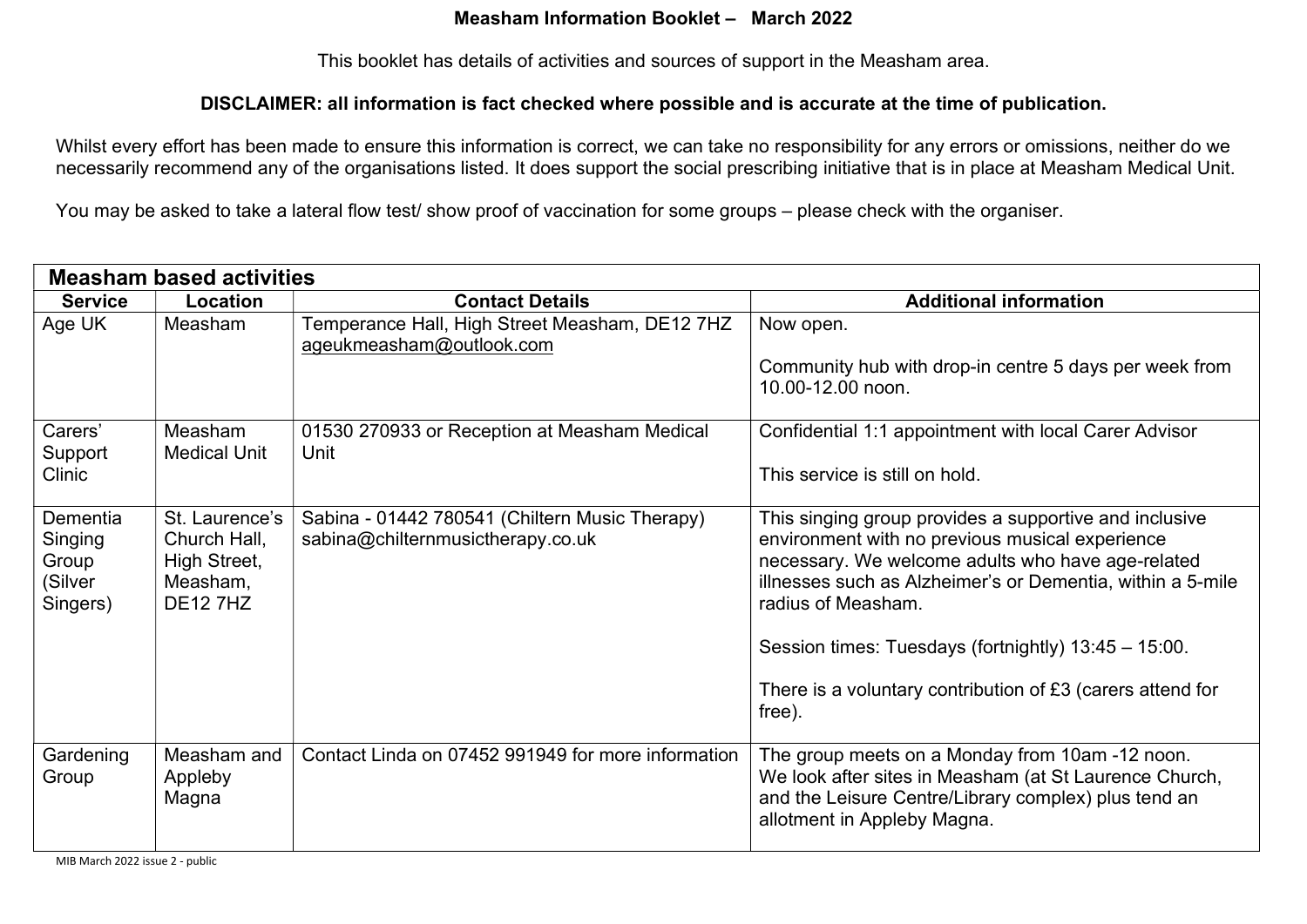# Measham Information Booklet – March 2022

This booklet has details of activities and sources of support in the Measham area.

**DISCLAIMER: all information is fact checked where possible and is accurate at the time of publication.**

Whilst every effort has been made to ensure this information is correct, we can take no responsibility for any errors or omissions, neither do we necessarily recommend any of the organisations listed. It does support the social prescribing initiative that is in place at Measham Medical Unit.

You may be asked to take a lateral flow test/ show proof of vaccination for some groups – please check with the organiser.

## Measham based activities

| Service | Location | Contact Details | Additional information |
|---|---|---|---|
| Age UK | Measham | Temperance Hall, High Street Measham, DE12 7HZ ageukmeasham@outlook.com | Now open.<br><br>Community hub with drop-in centre 5 days per week from 10.00-12.00 noon. |
| Carers' Support Clinic | Measham Medical Unit | 01530 270933 or Reception at Measham Medical Unit | Confidential 1:1 appointment with local Carer Advisor<br><br>This service is still on hold. |
| Dementia Singing Group (Silver Singers) | St. Laurence's Church Hall, High Street, Measham, DE12 7HZ | Sabina - 01442 780541 (Chiltern Music Therapy) sabina@chilternmusictherapy.co.uk | This singing group provides a supportive and inclusive environment with no previous musical experience necessary. We welcome adults who have age-related illnesses such as Alzheimer's or Dementia, within a 5-mile radius of Measham.<br><br>Session times: Tuesdays (fortnightly) 13:45 – 15:00.<br><br>There is a voluntary contribution of £3 (carers attend for free). |
| Gardening Group | Measham and Appleby Magna | Contact Linda on 07452 991949 for more information | The group meets on a Monday from 10am -12 noon.<br>We look after sites in Measham (at St Laurence Church, and the Leisure Centre/Library complex) plus tend an allotment in Appleby Magna. |

MIB March 2022 issue 2 - public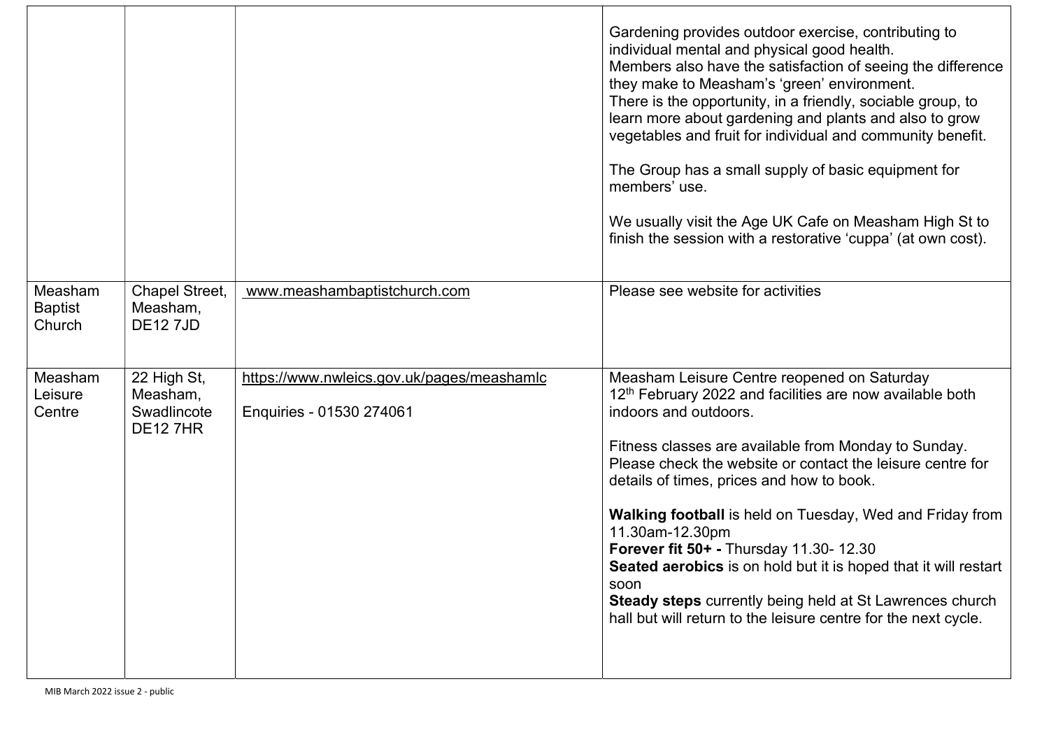| | | | |
|---|---|---|---|
| | | | Gardening provides outdoor exercise, contributing to individual mental and physical good health.<br>Members also have the satisfaction of seeing the difference they make to Measham's 'green' environment.<br>There is the opportunity, in a friendly, sociable group, to learn more about gardening and plants and also to grow vegetables and fruit for individual and community benefit.<br><br>The Group has a small supply of basic equipment for members' use.<br><br>We usually visit the Age UK Cafe on Measham High St to finish the session with a restorative 'cuppa' (at own cost). |
| Measham Baptist Church | Chapel Street, Measham, DE12 7JD | www.meashambaptistchurch.com | Please see website for activities |
| Measham Leisure Centre | 22 High St, Measham, Swadlincote DE12 7HR | https://www.nwleics.gov.uk/pages/meashamlc<br><br>Enquiries - 01530 274061 | Measham Leisure Centre reopened on Saturday 12th February 2022 and facilities are now available both indoors and outdoors.<br><br>Fitness classes are available from Monday to Sunday. Please check the website or contact the leisure centre for details of times, prices and how to book.<br><br>**Walking football** is held on Tuesday, Wed and Friday from 11.30am-12.30pm<br>**Forever fit 50+ -** Thursday 11.30- 12.30<br>**Seated aerobics** is on hold but it is hoped that it will restart soon<br>**Steady steps** currently being held at St Lawrences church hall but will return to the leisure centre for the next cycle. |

MIB March 2022 issue 2 - public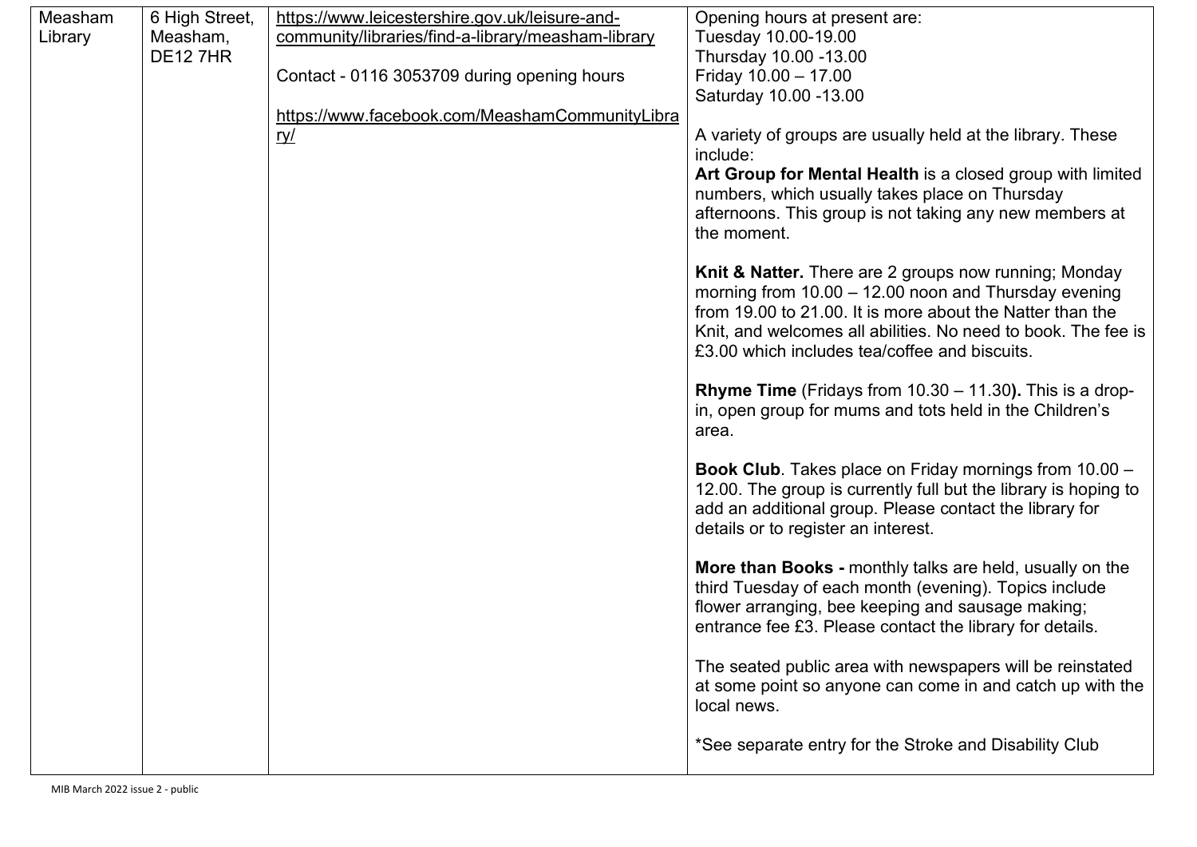| Measham Library | 6 High Street, Measham, DE12 7HR | https://www.leicestershire.gov.uk/leisure-and-community/libraries/find-a-library/measham-library<br><br>Contact - 0116 3053709 during opening hours<br><br>https://www.facebook.com/MeashamCommunityLibrary/ | Opening hours at present are:<br>Tuesday 10.00-19.00<br>Thursday 10.00 -13.00<br>Friday 10.00 – 17.00<br>Saturday 10.00 -13.00<br><br>A variety of groups are usually held at the library. These include:<br>**Art Group for Mental Health** is a closed group with limited numbers, which usually takes place on Thursday afternoons. This group is not taking any new members at the moment.<br><br>**Knit & Natter.** There are 2 groups now running; Monday morning from 10.00 – 12.00 noon and Thursday evening from 19.00 to 21.00. It is more about the Natter than the Knit, and welcomes all abilities. No need to book. The fee is £3.00 which includes tea/coffee and biscuits.<br><br>**Rhyme Time** (Fridays from 10.30 – 11.30**).** This is a drop-in, open group for mums and tots held in the Children's area.<br><br>**Book Club**. Takes place on Friday mornings from 10.00 – 12.00. The group is currently full but the library is hoping to add an additional group. Please contact the library for details or to register an interest.<br><br>**More than Books -** monthly talks are held, usually on the third Tuesday of each month (evening). Topics include flower arranging, bee keeping and sausage making; entrance fee £3. Please contact the library for details.<br><br>The seated public area with newspapers will be reinstated at some point so anyone can come in and catch up with the local news.<br><br>*See separate entry for the Stroke and Disability Club |
|---|---|---|---|

MIB March 2022 issue 2 - public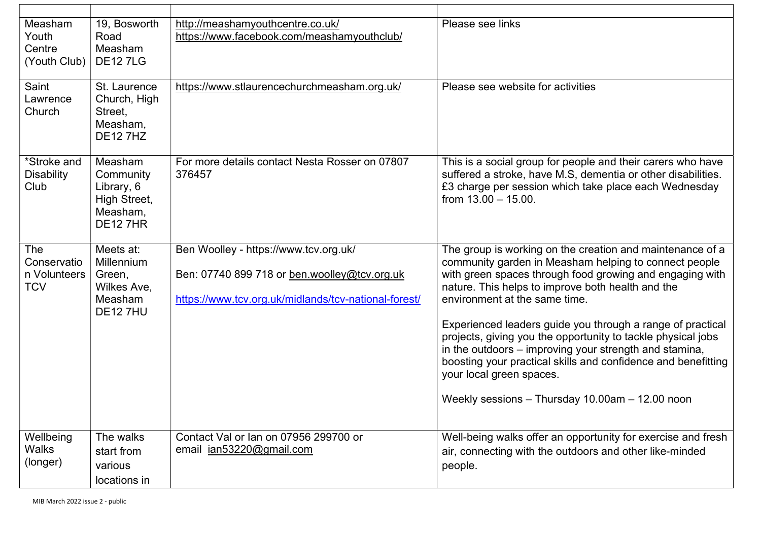| | | | |
|---|---|---|---|
| Measham Youth Centre (Youth Club) | 19, Bosworth Road Measham DE12 7LG | http://meashamyouthcentre.co.uk/ https://www.facebook.com/meashamyouthclub/ | Please see links |
| Saint Lawrence Church | St. Laurence Church, High Street, Measham, DE12 7HZ | https://www.stlaurencechurchmeasham.org.uk/ | Please see website for activities |
| *Stroke and Disability Club | Measham Community Library, 6 High Street, Measham, DE12 7HR | For more details contact Nesta Rosser on 07807 376457 | This is a social group for people and their carers who have suffered a stroke, have M.S, dementia or other disabilities. £3 charge per session which take place each Wednesday from 13.00 – 15.00. |
| The Conservation Volunteers TCV | Meets at: Millennium Green, Wilkes Ave, Measham DE12 7HU | Ben Woolley - https://www.tcv.org.uk/<br><br>Ben: 07740 899 718 or ben.woolley@tcv.org.uk<br><br>https://www.tcv.org.uk/midlands/tcv-national-forest/ | The group is working on the creation and maintenance of a community garden in Measham helping to connect people with green spaces through food growing and engaging with nature. This helps to improve both health and the environment at the same time.<br><br>Experienced leaders guide you through a range of practical projects, giving you the opportunity to tackle physical jobs in the outdoors – improving your strength and stamina, boosting your practical skills and confidence and benefitting your local green spaces.<br><br>Weekly sessions – Thursday 10.00am – 12.00 noon |
| Wellbeing Walks (longer) | The walks start from various locations in | Contact Val or Ian on 07956 299700 or email ian53220@gmail.com | Well-being walks offer an opportunity for exercise and fresh air, connecting with the outdoors and other like-minded people. |

MIB March 2022 issue 2 - public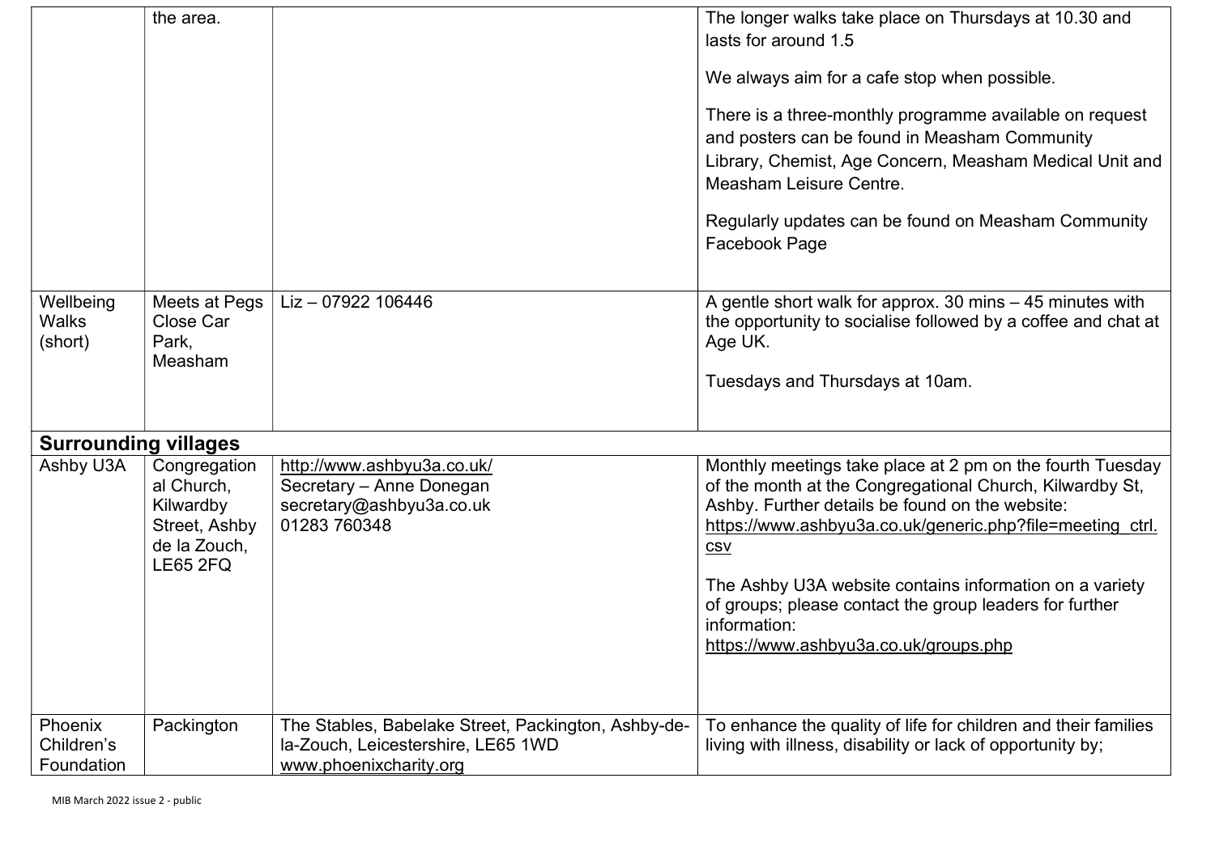| | | | |
|---|---|---|---|
| | the area. | | The longer walks take place on Thursdays at 10.30 and lasts for around 1.5<br><br>We always aim for a cafe stop when possible.<br><br>There is a three-monthly programme available on request and posters can be found in Measham Community Library, Chemist, Age Concern, Measham Medical Unit and Measham Leisure Centre.<br><br>Regularly updates can be found on Measham Community Facebook Page |
| Wellbeing Walks (short) | Meets at Pegs Close Car Park, Measham | Liz – 07922 106446 | A gentle short walk for approx. 30 mins – 45 minutes with the opportunity to socialise followed by a coffee and chat at Age UK.<br><br>Tuesdays and Thursdays at 10am. |
| **Surrounding villages** | | | |
| Ashby U3A | Congregational Church, Kilwardby Street, Ashby de la Zouch, LE65 2FQ | http://www.ashbyu3a.co.uk/<br>Secretary – Anne Donegan<br>secretary@ashbyu3a.co.uk<br>01283 760348 | Monthly meetings take place at 2 pm on the fourth Tuesday of the month at the Congregational Church, Kilwardby St, Ashby. Further details be found on the website: https://www.ashbyu3a.co.uk/generic.php?file=meeting_ctrl.csv<br><br>The Ashby U3A website contains information on a variety of groups; please contact the group leaders for further information:<br>https://www.ashbyu3a.co.uk/groups.php |
| Phoenix Children's Foundation | Packington | The Stables, Babelake Street, Packington, Ashby-de-la-Zouch, Leicestershire, LE65 1WD<br>www.phoenixcharity.org | To enhance the quality of life for children and their families living with illness, disability or lack of opportunity by; |

MIB March 2022 issue 2 - public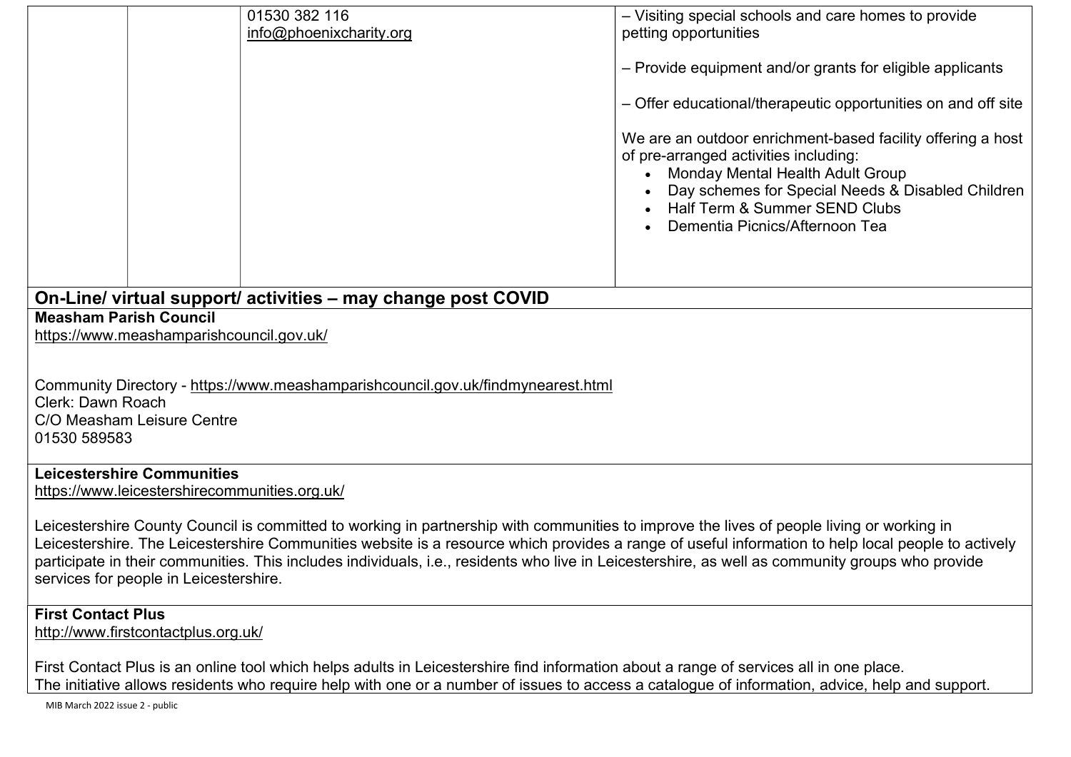| | | | |
|---|---|---|---|
| | | 01530 382 116<br>info@phoenixcharity.org | – Visiting special schools and care homes to provide petting opportunities<br><br>– Provide equipment and/or grants for eligible applicants<br><br>– Offer educational/therapeutic opportunities on and off site<br><br>We are an outdoor enrichment-based facility offering a host of pre-arranged activities including:<br>• Monday Mental Health Adult Group<br>• Day schemes for Special Needs & Disabled Children<br>• Half Term & Summer SEND Clubs<br>• Dementia Picnics/Afternoon Tea |

## On-Line/ virtual support/ activities – may change post COVID

**Measham Parish Council**
https://www.meashamparishcouncil.gov.uk/

Community Directory - https://www.meashamparishcouncil.gov.uk/findmynearest.html
Clerk: Dawn Roach
C/O Measham Leisure Centre
01530 589583

**Leicestershire Communities**
https://www.leicestershirecommunities.org.uk/

Leicestershire County Council is committed to working in partnership with communities to improve the lives of people living or working in Leicestershire. The Leicestershire Communities website is a resource which provides a range of useful information to help local people to actively participate in their communities. This includes individuals, i.e., residents who live in Leicestershire, as well as community groups who provide services for people in Leicestershire.

**First Contact Plus**
http://www.firstcontactplus.org.uk/

First Contact Plus is an online tool which helps adults in Leicestershire find information about a range of services all in one place.
The initiative allows residents who require help with one or a number of issues to access a catalogue of information, advice, help and support.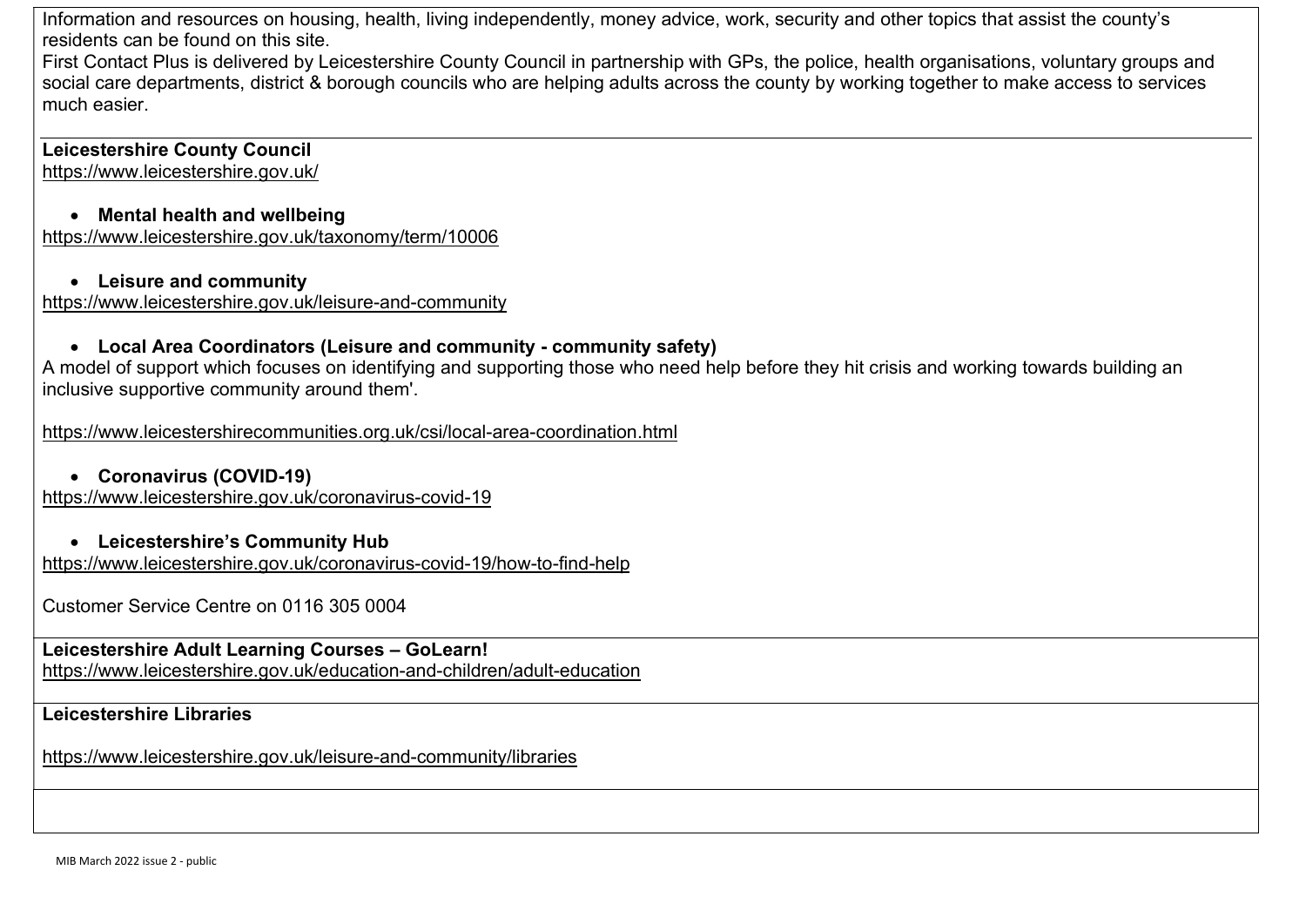Information and resources on housing, health, living independently, money advice, work, security and other topics that assist the county's residents can be found on this site.
First Contact Plus is delivered by Leicestershire County Council in partnership with GPs, the police, health organisations, voluntary groups and social care departments, district & borough councils who are helping adults across the county by working together to make access to services much easier.

**Leicestershire County Council**
https://www.leicestershire.gov.uk/

- **Mental health and wellbeing**

https://www.leicestershire.gov.uk/taxonomy/term/10006

- **Leisure and community**

https://www.leicestershire.gov.uk/leisure-and-community

- **Local Area Coordinators (Leisure and community - community safety)**

A model of support which focuses on identifying and supporting those who need help before they hit crisis and working towards building an inclusive supportive community around them'.

https://www.leicestershirecommunities.org.uk/csi/local-area-coordination.html

- **Coronavirus (COVID-19)**

https://www.leicestershire.gov.uk/coronavirus-covid-19

- **Leicestershire's Community Hub**

https://www.leicestershire.gov.uk/coronavirus-covid-19/how-to-find-help

Customer Service Centre on 0116 305 0004

**Leicestershire Adult Learning Courses – GoLearn!**
https://www.leicestershire.gov.uk/education-and-children/adult-education

**Leicestershire Libraries**

https://www.leicestershire.gov.uk/leisure-and-community/libraries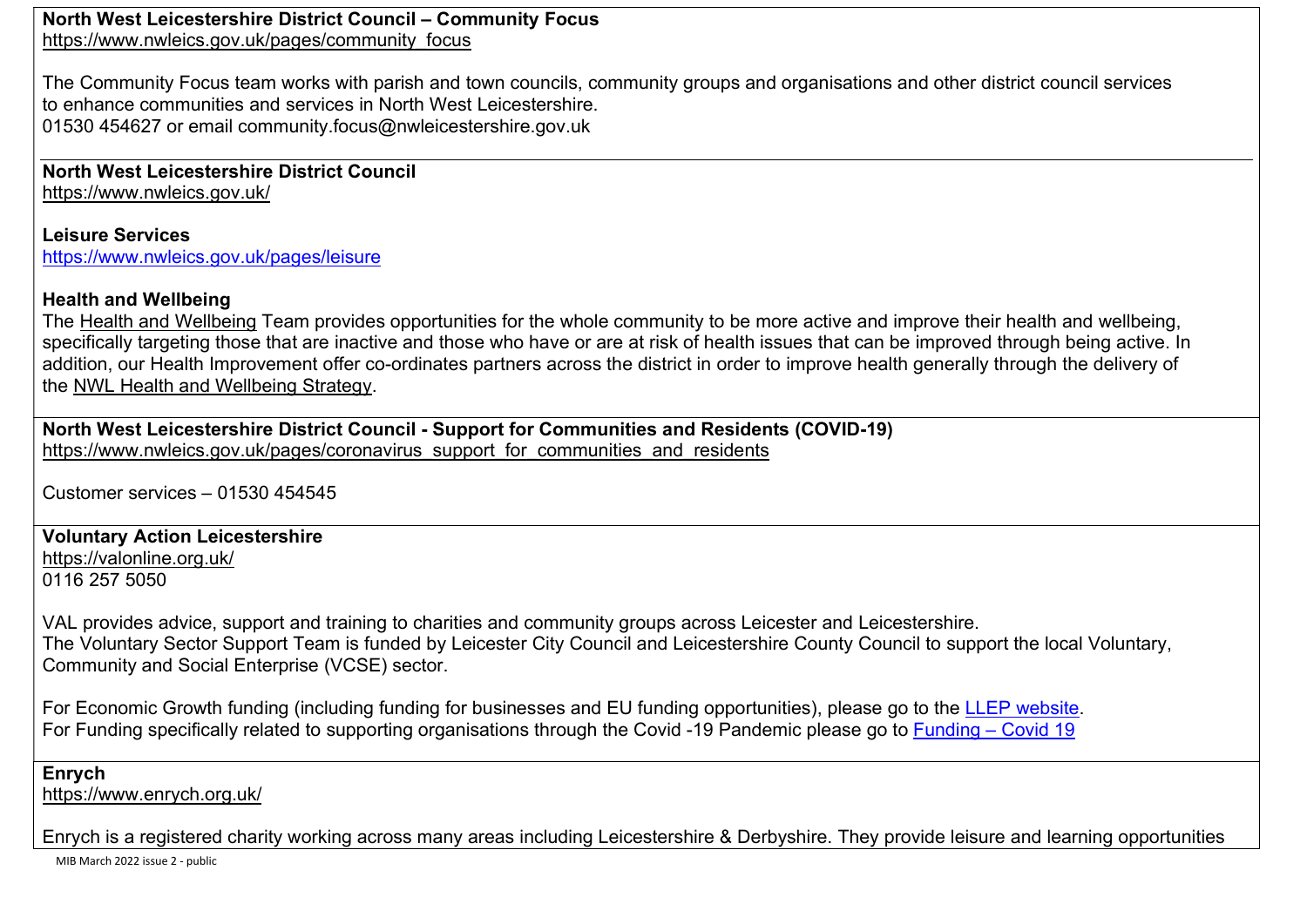**North West Leicestershire District Council – Community Focus**
https://www.nwleics.gov.uk/pages/community_focus

The Community Focus team works with parish and town councils, community groups and organisations and other district council services to enhance communities and services in North West Leicestershire.
01530 454627 or email community.focus@nwleicestershire.gov.uk

---

**North West Leicestershire District Council**
https://www.nwleics.gov.uk/

**Leisure Services**
https://www.nwleics.gov.uk/pages/leisure

**Health and Wellbeing**
The Health and Wellbeing Team provides opportunities for the whole community to be more active and improve their health and wellbeing, specifically targeting those that are inactive and those who have or are at risk of health issues that can be improved through being active. In addition, our Health Improvement offer co-ordinates partners across the district in order to improve health generally through the delivery of the NWL Health and Wellbeing Strategy.

---

**North West Leicestershire District Council - Support for Communities and Residents (COVID-19)**
https://www.nwleics.gov.uk/pages/coronavirus_support_for_communities_and_residents

Customer services – 01530 454545

---

**Voluntary Action Leicestershire**
https://valonline.org.uk/
0116 257 5050

VAL provides advice, support and training to charities and community groups across Leicester and Leicestershire.
The Voluntary Sector Support Team is funded by Leicester City Council and Leicestershire County Council to support the local Voluntary, Community and Social Enterprise (VCSE) sector.

For Economic Growth funding (including funding for businesses and EU funding opportunities), please go to the LLEP website.
For Funding specifically related to supporting organisations through the Covid -19 Pandemic please go to Funding – Covid 19

---

**Enrych**
https://www.enrych.org.uk/

Enrych is a registered charity working across many areas including Leicestershire & Derbyshire. They provide leisure and learning opportunities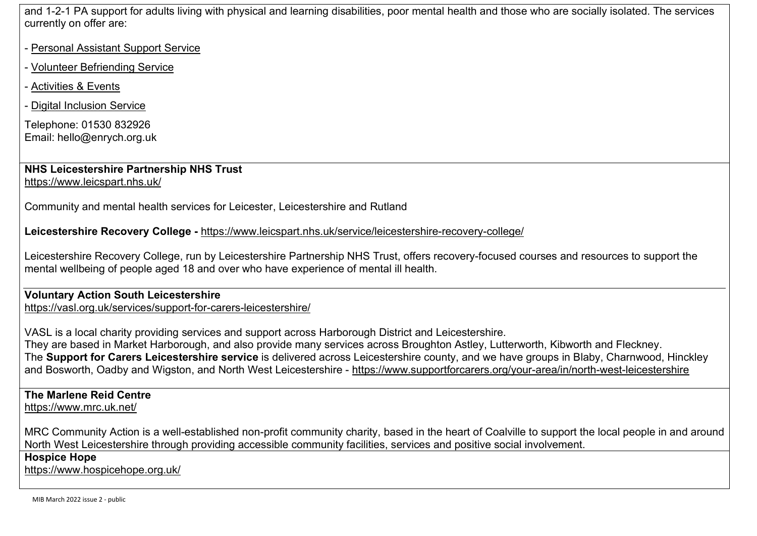and 1-2-1 PA support for adults living with physical and learning disabilities, poor mental health and those who are socially isolated. The services currently on offer are:

- Personal Assistant Support Service
- Volunteer Befriending Service
- Activities & Events
- Digital Inclusion Service

Telephone: 01530 832926
Email: hello@enrych.org.uk

**NHS Leicestershire Partnership NHS Trust**
https://www.leicspart.nhs.uk/

Community and mental health services for Leicester, Leicestershire and Rutland

**Leicestershire Recovery College -** https://www.leicspart.nhs.uk/service/leicestershire-recovery-college/

Leicestershire Recovery College, run by Leicestershire Partnership NHS Trust, offers recovery-focused courses and resources to support the mental wellbeing of people aged 18 and over who have experience of mental ill health.

**Voluntary Action South Leicestershire**
https://vasl.org.uk/services/support-for-carers-leicestershire/

VASL is a local charity providing services and support across Harborough District and Leicestershire.
They are based in Market Harborough, and also provide many services across Broughton Astley, Lutterworth, Kibworth and Fleckney.
The **Support for Carers Leicestershire service** is delivered across Leicestershire county, and we have groups in Blaby, Charnwood, Hinckley and Bosworth, Oadby and Wigston, and North West Leicestershire - https://www.supportforcarers.org/your-area/in/north-west-leicestershire

**The Marlene Reid Centre**
https://www.mrc.uk.net/

MRC Community Action is a well-established non-profit community charity, based in the heart of Coalville to support the local people in and around North West Leicestershire through providing accessible community facilities, services and positive social involvement.

**Hospice Hope**
https://www.hospicehope.org.uk/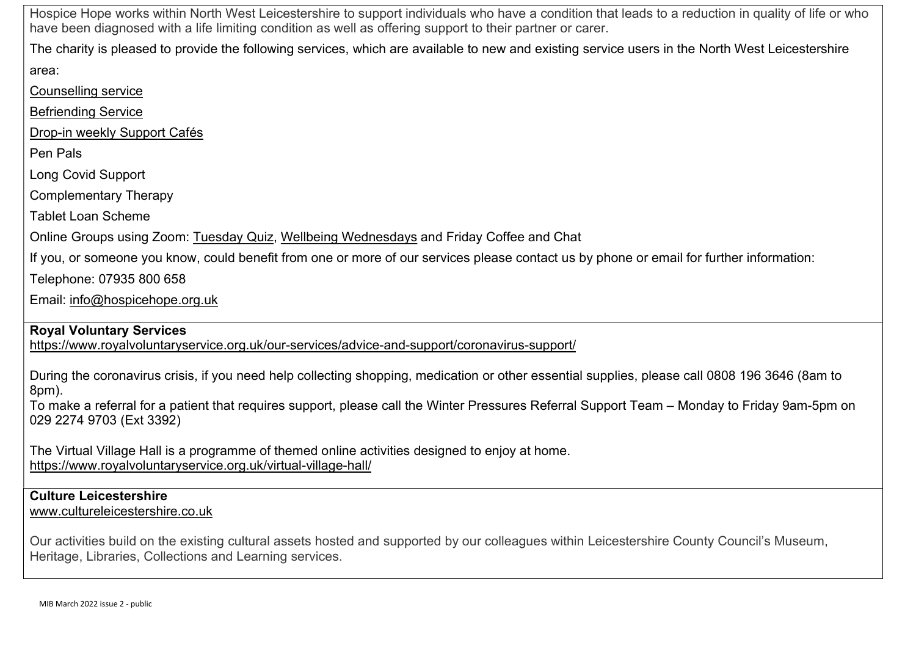Hospice Hope works within North West Leicestershire to support individuals who have a condition that leads to a reduction in quality of life or who have been diagnosed with a life limiting condition as well as offering support to their partner or carer.

The charity is pleased to provide the following services, which are available to new and existing service users in the North West Leicestershire area:

Counselling service

Befriending Service

Drop-in weekly Support Cafés

Pen Pals

Long Covid Support

Complementary Therapy

Tablet Loan Scheme

Online Groups using Zoom: Tuesday Quiz, Wellbeing Wednesdays and Friday Coffee and Chat

If you, or someone you know, could benefit from one or more of our services please contact us by phone or email for further information:

Telephone: 07935 800 658

Email: info@hospicehope.org.uk

**Royal Voluntary Services**
https://www.royalvoluntaryservice.org.uk/our-services/advice-and-support/coronavirus-support/

During the coronavirus crisis, if you need help collecting shopping, medication or other essential supplies, please call 0808 196 3646 (8am to 8pm).
To make a referral for a patient that requires support, please call the Winter Pressures Referral Support Team – Monday to Friday 9am-5pm on 029 2274 9703 (Ext 3392)

The Virtual Village Hall is a programme of themed online activities designed to enjoy at home.
https://www.royalvoluntaryservice.org.uk/virtual-village-hall/

**Culture Leicestershire**
www.cultureleicestershire.co.uk

Our activities build on the existing cultural assets hosted and supported by our colleagues within Leicestershire County Council's Museum, Heritage, Libraries, Collections and Learning services.